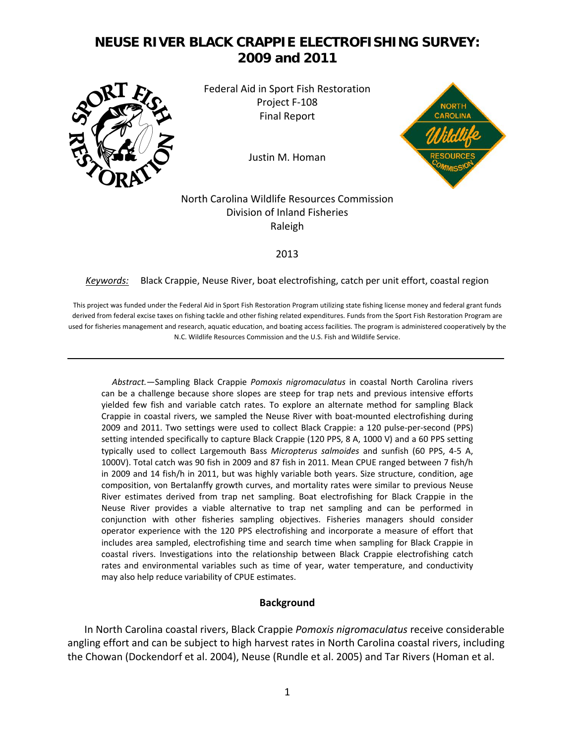# NEUSE RIVER BLACK CRAPPIE ELECTROFISHING SURVEY: 2009 and 2011

Federal Aid in Sport Fish Restoration
Project F-108
Final Report

Justin M. Homan

North Carolina Wildlife Resources Commission
Division of Inland Fisheries
Raleigh

2013

*Keywords:* Black Crappie, Neuse River, boat electrofishing, catch per unit effort, coastal region

This project was funded under the Federal Aid in Sport Fish Restoration Program utilizing state fishing license money and federal grant funds derived from federal excise taxes on fishing tackle and other fishing related expenditures. Funds from the Sport Fish Restoration Program are used for fisheries management and research, aquatic education, and boating access facilities. The program is administered cooperatively by the N.C. Wildlife Resources Commission and the U.S. Fish and Wildlife Service.

---

*Abstract.*—Sampling Black Crappie *Pomoxis nigromaculatus* in coastal North Carolina rivers can be a challenge because shore slopes are steep for trap nets and previous intensive efforts yielded few fish and variable catch rates. To explore an alternate method for sampling Black Crappie in coastal rivers, we sampled the Neuse River with boat-mounted electrofishing during 2009 and 2011. Two settings were used to collect Black Crappie: a 120 pulse-per-second (PPS) setting intended specifically to capture Black Crappie (120 PPS, 8 A, 1000 V) and a 60 PPS setting typically used to collect Largemouth Bass *Micropterus salmoides* and sunfish (60 PPS, 4-5 A, 1000V). Total catch was 90 fish in 2009 and 87 fish in 2011. Mean CPUE ranged between 7 fish/h in 2009 and 14 fish/h in 2011, but was highly variable both years. Size structure, condition, age composition, von Bertalanffy growth curves, and mortality rates were similar to previous Neuse River estimates derived from trap net sampling. Boat electrofishing for Black Crappie in the Neuse River provides a viable alternative to trap net sampling and can be performed in conjunction with other fisheries sampling objectives. Fisheries managers should consider operator experience with the 120 PPS electrofishing and incorporate a measure of effort that includes area sampled, electrofishing time and search time when sampling for Black Crappie in coastal rivers. Investigations into the relationship between Black Crappie electrofishing catch rates and environmental variables such as time of year, water temperature, and conductivity may also help reduce variability of CPUE estimates.

## Background

In North Carolina coastal rivers, Black Crappie *Pomoxis nigromaculatus* receive considerable angling effort and can be subject to high harvest rates in North Carolina coastal rivers, including the Chowan (Dockendorf et al. 2004), Neuse (Rundle et al. 2005) and Tar Rivers (Homan et al.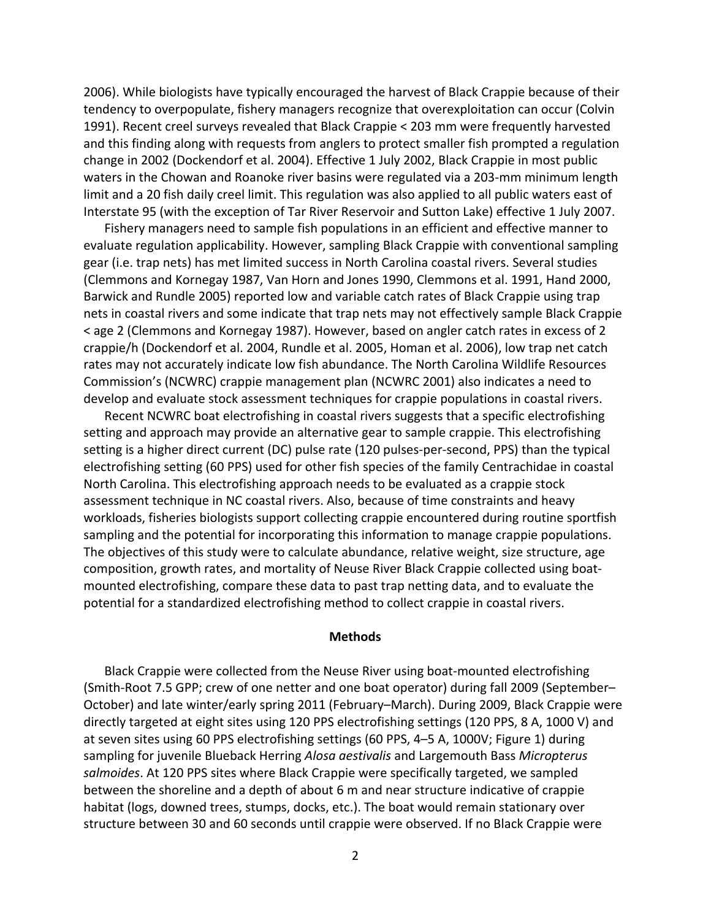2006). While biologists have typically encouraged the harvest of Black Crappie because of their tendency to overpopulate, fishery managers recognize that overexploitation can occur (Colvin 1991). Recent creel surveys revealed that Black Crappie < 203 mm were frequently harvested and this finding along with requests from anglers to protect smaller fish prompted a regulation change in 2002 (Dockendorf et al. 2004). Effective 1 July 2002, Black Crappie in most public waters in the Chowan and Roanoke river basins were regulated via a 203-mm minimum length limit and a 20 fish daily creel limit. This regulation was also applied to all public waters east of Interstate 95 (with the exception of Tar River Reservoir and Sutton Lake) effective 1 July 2007.

Fishery managers need to sample fish populations in an efficient and effective manner to evaluate regulation applicability. However, sampling Black Crappie with conventional sampling gear (i.e. trap nets) has met limited success in North Carolina coastal rivers. Several studies (Clemmons and Kornegay 1987, Van Horn and Jones 1990, Clemmons et al. 1991, Hand 2000, Barwick and Rundle 2005) reported low and variable catch rates of Black Crappie using trap nets in coastal rivers and some indicate that trap nets may not effectively sample Black Crappie < age 2 (Clemmons and Kornegay 1987). However, based on angler catch rates in excess of 2 crappie/h (Dockendorf et al. 2004, Rundle et al. 2005, Homan et al. 2006), low trap net catch rates may not accurately indicate low fish abundance. The North Carolina Wildlife Resources Commission's (NCWRC) crappie management plan (NCWRC 2001) also indicates a need to develop and evaluate stock assessment techniques for crappie populations in coastal rivers.

Recent NCWRC boat electrofishing in coastal rivers suggests that a specific electrofishing setting and approach may provide an alternative gear to sample crappie. This electrofishing setting is a higher direct current (DC) pulse rate (120 pulses-per-second, PPS) than the typical electrofishing setting (60 PPS) used for other fish species of the family Centrachidae in coastal North Carolina. This electrofishing approach needs to be evaluated as a crappie stock assessment technique in NC coastal rivers. Also, because of time constraints and heavy workloads, fisheries biologists support collecting crappie encountered during routine sportfish sampling and the potential for incorporating this information to manage crappie populations. The objectives of this study were to calculate abundance, relative weight, size structure, age composition, growth rates, and mortality of Neuse River Black Crappie collected using boat-mounted electrofishing, compare these data to past trap netting data, and to evaluate the potential for a standardized electrofishing method to collect crappie in coastal rivers.

## Methods

Black Crappie were collected from the Neuse River using boat-mounted electrofishing (Smith-Root 7.5 GPP; crew of one netter and one boat operator) during fall 2009 (September–October) and late winter/early spring 2011 (February–March). During 2009, Black Crappie were directly targeted at eight sites using 120 PPS electrofishing settings (120 PPS, 8 A, 1000 V) and at seven sites using 60 PPS electrofishing settings (60 PPS, 4–5 A, 1000V; Figure 1) during sampling for juvenile Blueback Herring *Alosa aestivalis* and Largemouth Bass *Micropterus salmoides*. At 120 PPS sites where Black Crappie were specifically targeted, we sampled between the shoreline and a depth of about 6 m and near structure indicative of crappie habitat (logs, downed trees, stumps, docks, etc.). The boat would remain stationary over structure between 30 and 60 seconds until crappie were observed. If no Black Crappie were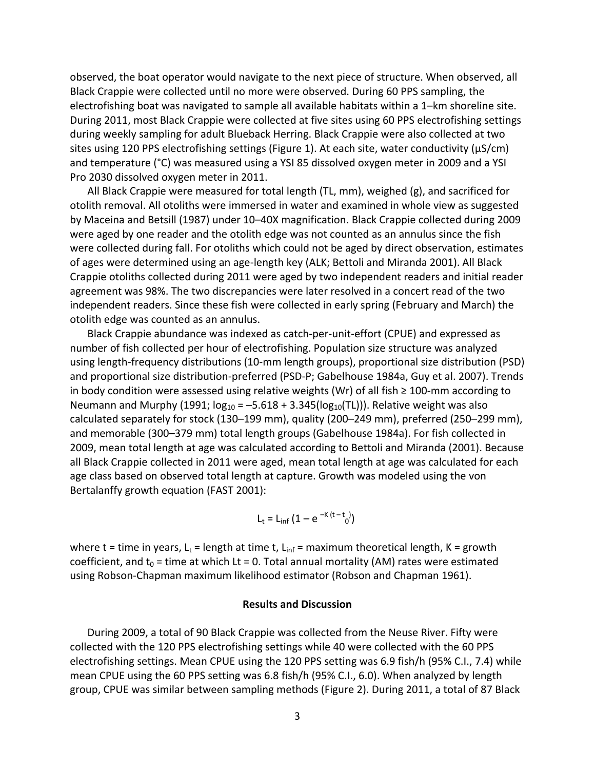observed, the boat operator would navigate to the next piece of structure. When observed, all Black Crappie were collected until no more were observed. During 60 PPS sampling, the electrofishing boat was navigated to sample all available habitats within a 1–km shoreline site. During 2011, most Black Crappie were collected at five sites using 60 PPS electrofishing settings during weekly sampling for adult Blueback Herring. Black Crappie were also collected at two sites using 120 PPS electrofishing settings (Figure 1). At each site, water conductivity (µS/cm) and temperature (°C) was measured using a YSI 85 dissolved oxygen meter in 2009 and a YSI Pro 2030 dissolved oxygen meter in 2011.

All Black Crappie were measured for total length (TL, mm), weighed (g), and sacrificed for otolith removal. All otoliths were immersed in water and examined in whole view as suggested by Maceina and Betsill (1987) under 10–40X magnification. Black Crappie collected during 2009 were aged by one reader and the otolith edge was not counted as an annulus since the fish were collected during fall. For otoliths which could not be aged by direct observation, estimates of ages were determined using an age-length key (ALK; Bettoli and Miranda 2001). All Black Crappie otoliths collected during 2011 were aged by two independent readers and initial reader agreement was 98%. The two discrepancies were later resolved in a concert read of the two independent readers. Since these fish were collected in early spring (February and March) the otolith edge was counted as an annulus.

Black Crappie abundance was indexed as catch-per-unit-effort (CPUE) and expressed as number of fish collected per hour of electrofishing. Population size structure was analyzed using length-frequency distributions (10-mm length groups), proportional size distribution (PSD) and proportional size distribution-preferred (PSD-P; Gabelhouse 1984a, Guy et al. 2007). Trends in body condition were assessed using relative weights (Wr) of all fish ≥ 100-mm according to Neumann and Murphy (1991; $\log_{10} = -5.618 + 3.345(\log_{10}(TL))$). Relative weight was also calculated separately for stock (130–199 mm), quality (200–249 mm), preferred (250–299 mm), and memorable (300–379 mm) total length groups (Gabelhouse 1984a). For fish collected in 2009, mean total length at age was calculated according to Bettoli and Miranda (2001). Because all Black Crappie collected in 2011 were aged, mean total length at age was calculated for each age class based on observed total length at capture. Growth was modeled using the von Bertalanffy growth equation (FAST 2001):

$$L_t = L_{inf}\,(1 - e^{-K\,(t - t_0)})$$

where t = time in years, $L_t$ = length at time t, $L_{inf}$ = maximum theoretical length, K = growth coefficient, and $t_0$ = time at which Lt = 0. Total annual mortality (AM) rates were estimated using Robson-Chapman maximum likelihood estimator (Robson and Chapman 1961).

## Results and Discussion

During 2009, a total of 90 Black Crappie was collected from the Neuse River. Fifty were collected with the 120 PPS electrofishing settings while 40 were collected with the 60 PPS electrofishing settings. Mean CPUE using the 120 PPS setting was 6.9 fish/h (95% C.I., 7.4) while mean CPUE using the 60 PPS setting was 6.8 fish/h (95% C.I., 6.0). When analyzed by length group, CPUE was similar between sampling methods (Figure 2). During 2011, a total of 87 Black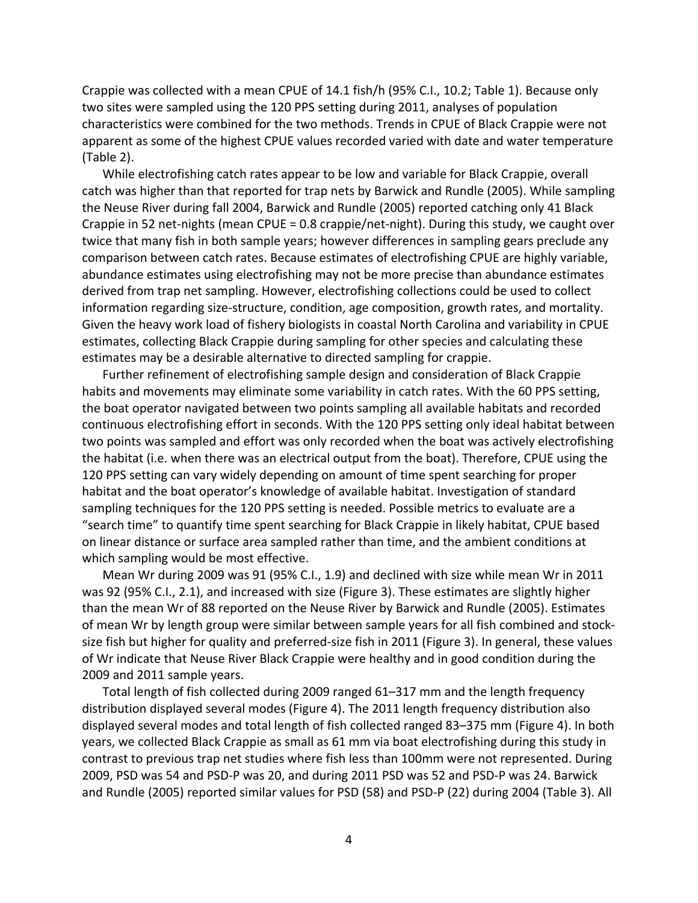Crappie was collected with a mean CPUE of 14.1 fish/h (95% C.I., 10.2; Table 1). Because only two sites were sampled using the 120 PPS setting during 2011, analyses of population characteristics were combined for the two methods. Trends in CPUE of Black Crappie were not apparent as some of the highest CPUE values recorded varied with date and water temperature (Table 2).

While electrofishing catch rates appear to be low and variable for Black Crappie, overall catch was higher than that reported for trap nets by Barwick and Rundle (2005). While sampling the Neuse River during fall 2004, Barwick and Rundle (2005) reported catching only 41 Black Crappie in 52 net-nights (mean CPUE = 0.8 crappie/net-night). During this study, we caught over twice that many fish in both sample years; however differences in sampling gears preclude any comparison between catch rates. Because estimates of electrofishing CPUE are highly variable, abundance estimates using electrofishing may not be more precise than abundance estimates derived from trap net sampling. However, electrofishing collections could be used to collect information regarding size-structure, condition, age composition, growth rates, and mortality. Given the heavy work load of fishery biologists in coastal North Carolina and variability in CPUE estimates, collecting Black Crappie during sampling for other species and calculating these estimates may be a desirable alternative to directed sampling for crappie.

Further refinement of electrofishing sample design and consideration of Black Crappie habits and movements may eliminate some variability in catch rates. With the 60 PPS setting, the boat operator navigated between two points sampling all available habitats and recorded continuous electrofishing effort in seconds. With the 120 PPS setting only ideal habitat between two points was sampled and effort was only recorded when the boat was actively electrofishing the habitat (i.e. when there was an electrical output from the boat). Therefore, CPUE using the 120 PPS setting can vary widely depending on amount of time spent searching for proper habitat and the boat operator's knowledge of available habitat. Investigation of standard sampling techniques for the 120 PPS setting is needed. Possible metrics to evaluate are a "search time" to quantify time spent searching for Black Crappie in likely habitat, CPUE based on linear distance or surface area sampled rather than time, and the ambient conditions at which sampling would be most effective.

Mean Wr during 2009 was 91 (95% C.I., 1.9) and declined with size while mean Wr in 2011 was 92 (95% C.I., 2.1), and increased with size (Figure 3). These estimates are slightly higher than the mean Wr of 88 reported on the Neuse River by Barwick and Rundle (2005). Estimates of mean Wr by length group were similar between sample years for all fish combined and stock-size fish but higher for quality and preferred-size fish in 2011 (Figure 3). In general, these values of Wr indicate that Neuse River Black Crappie were healthy and in good condition during the 2009 and 2011 sample years.

Total length of fish collected during 2009 ranged 61–317 mm and the length frequency distribution displayed several modes (Figure 4). The 2011 length frequency distribution also displayed several modes and total length of fish collected ranged 83–375 mm (Figure 4). In both years, we collected Black Crappie as small as 61 mm via boat electrofishing during this study in contrast to previous trap net studies where fish less than 100mm were not represented. During 2009, PSD was 54 and PSD-P was 20, and during 2011 PSD was 52 and PSD-P was 24. Barwick and Rundle (2005) reported similar values for PSD (58) and PSD-P (22) during 2004 (Table 3). All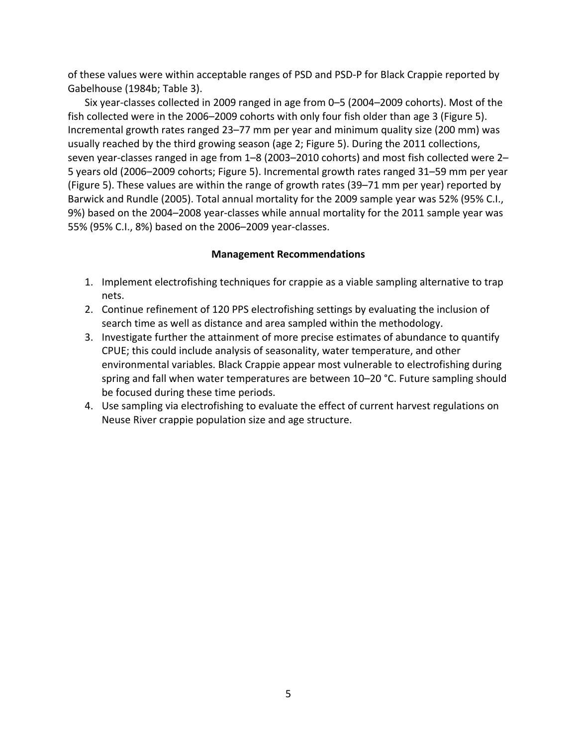of these values were within acceptable ranges of PSD and PSD-P for Black Crappie reported by Gabelhouse (1984b; Table 3).

Six year-classes collected in 2009 ranged in age from 0–5 (2004–2009 cohorts). Most of the fish collected were in the 2006–2009 cohorts with only four fish older than age 3 (Figure 5). Incremental growth rates ranged 23–77 mm per year and minimum quality size (200 mm) was usually reached by the third growing season (age 2; Figure 5). During the 2011 collections, seven year-classes ranged in age from 1–8 (2003–2010 cohorts) and most fish collected were 2–5 years old (2006–2009 cohorts; Figure 5). Incremental growth rates ranged 31–59 mm per year (Figure 5). These values are within the range of growth rates (39–71 mm per year) reported by Barwick and Rundle (2005). Total annual mortality for the 2009 sample year was 52% (95% C.I., 9%) based on the 2004–2008 year-classes while annual mortality for the 2011 sample year was 55% (95% C.I., 8%) based on the 2006–2009 year-classes.

## Management Recommendations

1. Implement electrofishing techniques for crappie as a viable sampling alternative to trap nets.
2. Continue refinement of 120 PPS electrofishing settings by evaluating the inclusion of search time as well as distance and area sampled within the methodology.
3. Investigate further the attainment of more precise estimates of abundance to quantify CPUE; this could include analysis of seasonality, water temperature, and other environmental variables. Black Crappie appear most vulnerable to electrofishing during spring and fall when water temperatures are between 10–20 °C. Future sampling should be focused during these time periods.
4. Use sampling via electrofishing to evaluate the effect of current harvest regulations on Neuse River crappie population size and age structure.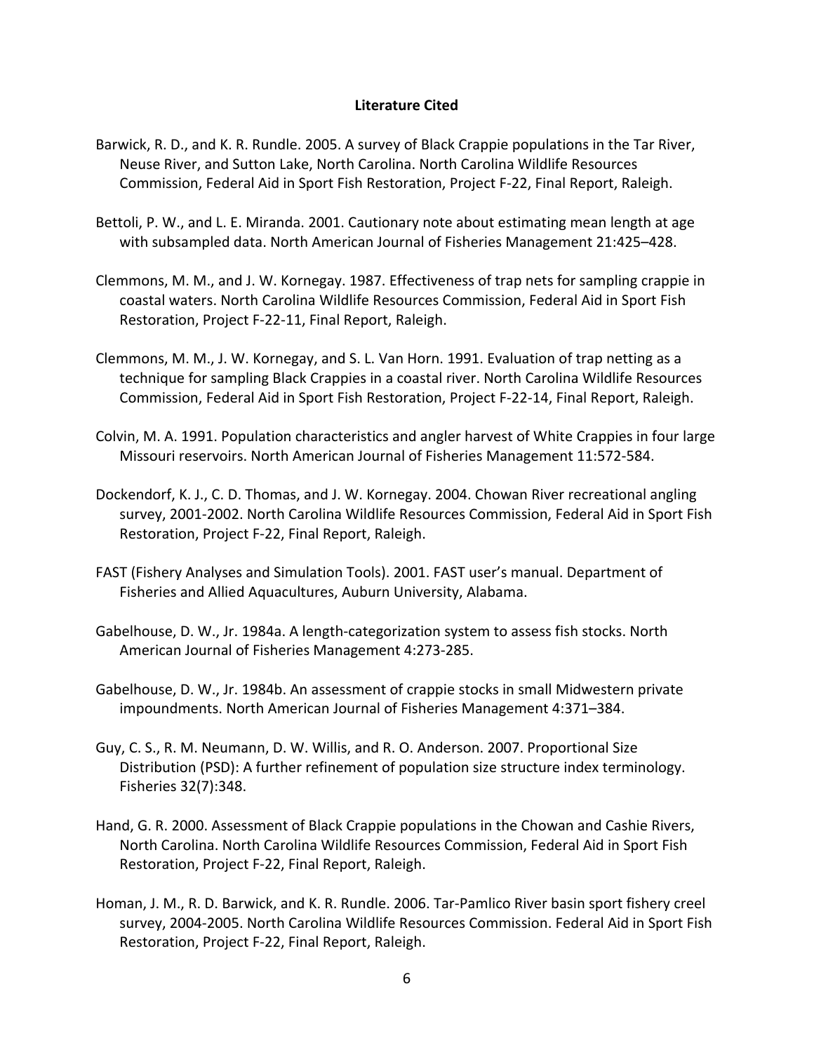## Literature Cited

Barwick, R. D., and K. R. Rundle. 2005. A survey of Black Crappie populations in the Tar River, Neuse River, and Sutton Lake, North Carolina. North Carolina Wildlife Resources Commission, Federal Aid in Sport Fish Restoration, Project F-22, Final Report, Raleigh.

Bettoli, P. W., and L. E. Miranda. 2001. Cautionary note about estimating mean length at age with subsampled data. North American Journal of Fisheries Management 21:425–428.

Clemmons, M. M., and J. W. Kornegay. 1987. Effectiveness of trap nets for sampling crappie in coastal waters. North Carolina Wildlife Resources Commission, Federal Aid in Sport Fish Restoration, Project F-22-11, Final Report, Raleigh.

Clemmons, M. M., J. W. Kornegay, and S. L. Van Horn. 1991. Evaluation of trap netting as a technique for sampling Black Crappies in a coastal river. North Carolina Wildlife Resources Commission, Federal Aid in Sport Fish Restoration, Project F-22-14, Final Report, Raleigh.

Colvin, M. A. 1991. Population characteristics and angler harvest of White Crappies in four large Missouri reservoirs. North American Journal of Fisheries Management 11:572-584.

Dockendorf, K. J., C. D. Thomas, and J. W. Kornegay. 2004. Chowan River recreational angling survey, 2001-2002. North Carolina Wildlife Resources Commission, Federal Aid in Sport Fish Restoration, Project F-22, Final Report, Raleigh.

FAST (Fishery Analyses and Simulation Tools). 2001. FAST user's manual. Department of Fisheries and Allied Aquacultures, Auburn University, Alabama.

Gabelhouse, D. W., Jr. 1984a. A length-categorization system to assess fish stocks. North American Journal of Fisheries Management 4:273-285.

Gabelhouse, D. W., Jr. 1984b. An assessment of crappie stocks in small Midwestern private impoundments. North American Journal of Fisheries Management 4:371–384.

Guy, C. S., R. M. Neumann, D. W. Willis, and R. O. Anderson. 2007. Proportional Size Distribution (PSD): A further refinement of population size structure index terminology. Fisheries 32(7):348.

Hand, G. R. 2000. Assessment of Black Crappie populations in the Chowan and Cashie Rivers, North Carolina. North Carolina Wildlife Resources Commission, Federal Aid in Sport Fish Restoration, Project F-22, Final Report, Raleigh.

Homan, J. M., R. D. Barwick, and K. R. Rundle. 2006. Tar-Pamlico River basin sport fishery creel survey, 2004-2005. North Carolina Wildlife Resources Commission. Federal Aid in Sport Fish Restoration, Project F-22, Final Report, Raleigh.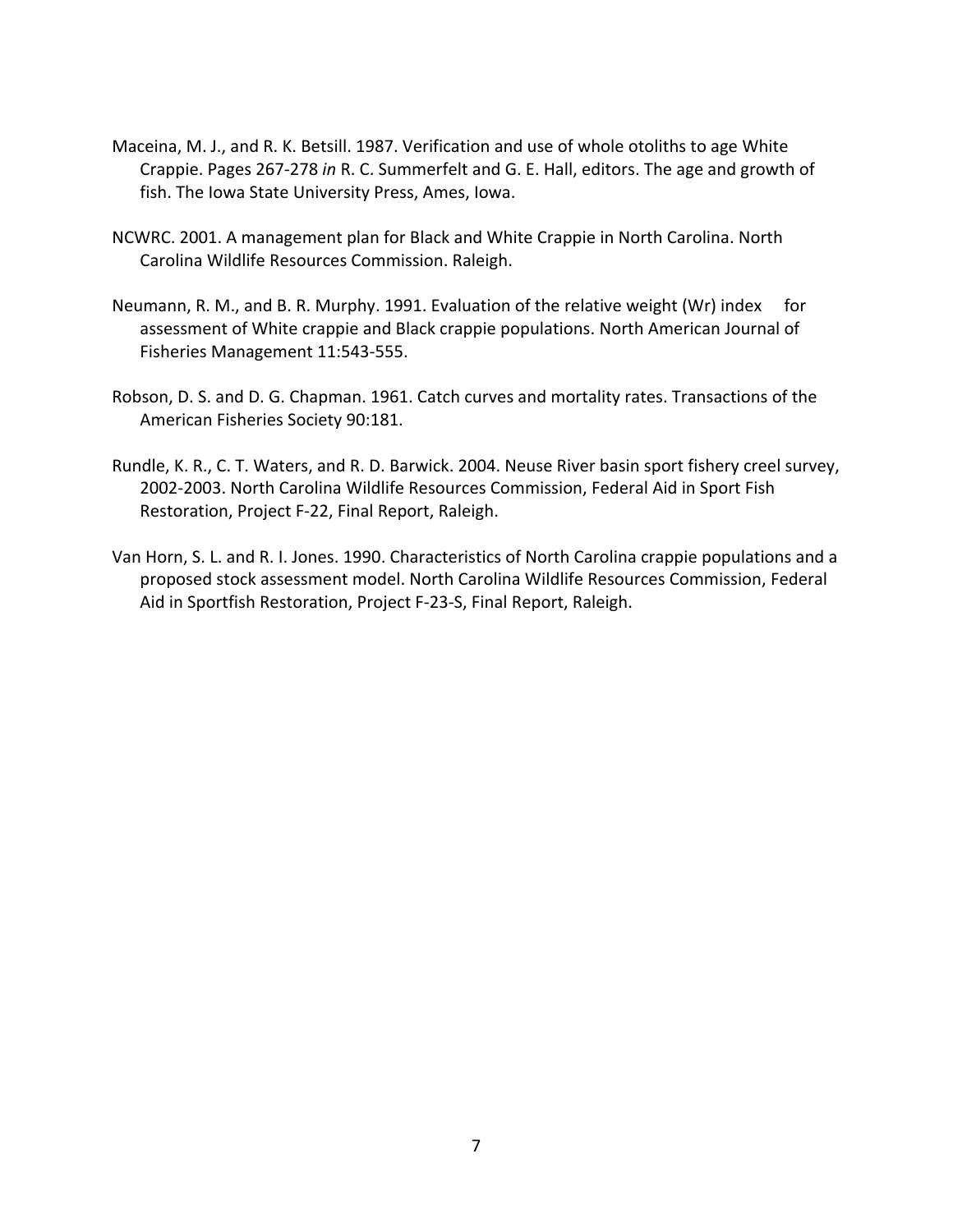Maceina, M. J., and R. K. Betsill. 1987. Verification and use of whole otoliths to age White Crappie. Pages 267-278 *in* R. C. Summerfelt and G. E. Hall, editors. The age and growth of fish. The Iowa State University Press, Ames, Iowa.

NCWRC. 2001. A management plan for Black and White Crappie in North Carolina. North Carolina Wildlife Resources Commission. Raleigh.

Neumann, R. M., and B. R. Murphy. 1991. Evaluation of the relative weight (Wr) index for assessment of White crappie and Black crappie populations. North American Journal of Fisheries Management 11:543-555.

Robson, D. S. and D. G. Chapman. 1961. Catch curves and mortality rates. Transactions of the American Fisheries Society 90:181.

Rundle, K. R., C. T. Waters, and R. D. Barwick. 2004. Neuse River basin sport fishery creel survey, 2002-2003. North Carolina Wildlife Resources Commission, Federal Aid in Sport Fish Restoration, Project F-22, Final Report, Raleigh.

Van Horn, S. L. and R. I. Jones. 1990. Characteristics of North Carolina crappie populations and a proposed stock assessment model. North Carolina Wildlife Resources Commission, Federal Aid in Sportfish Restoration, Project F-23-S, Final Report, Raleigh.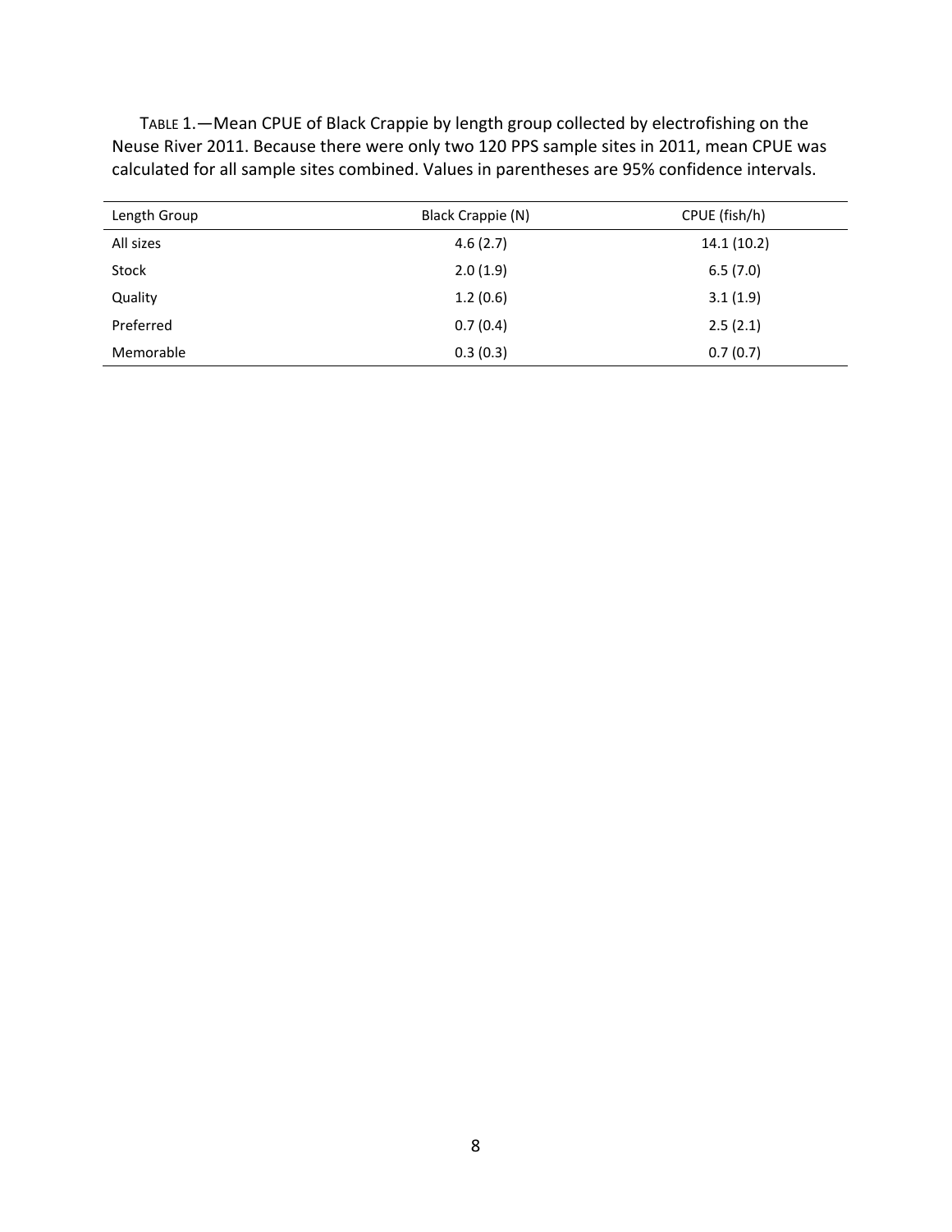TABLE 1.—Mean CPUE of Black Crappie by length group collected by electrofishing on the Neuse River 2011. Because there were only two 120 PPS sample sites in 2011, mean CPUE was calculated for all sample sites combined. Values in parentheses are 95% confidence intervals.

| Length Group | Black Crappie (N) | CPUE (fish/h) |
|---|---|---|
| All sizes | 4.6 (2.7) | 14.1 (10.2) |
| Stock | 2.0 (1.9) | 6.5 (7.0) |
| Quality | 1.2 (0.6) | 3.1 (1.9) |
| Preferred | 0.7 (0.4) | 2.5 (2.1) |
| Memorable | 0.3 (0.3) | 0.7 (0.7) |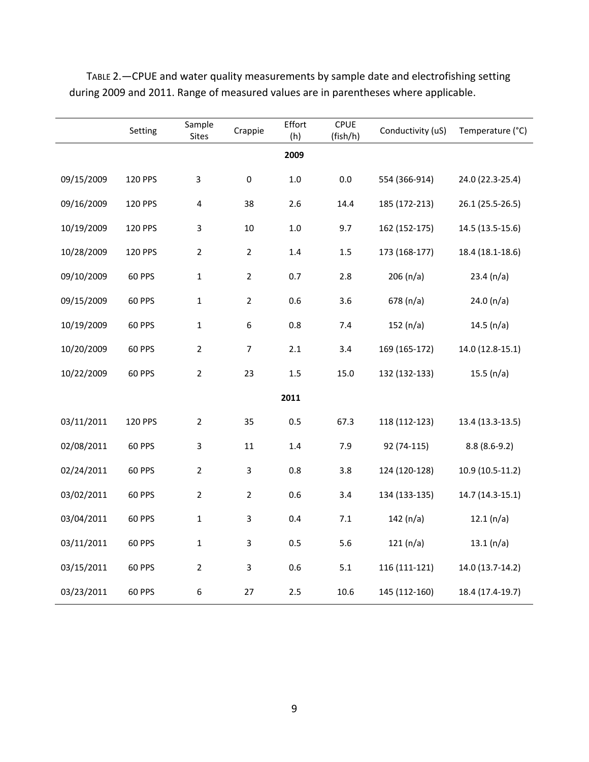TABLE 2.—CPUE and water quality measurements by sample date and electrofishing setting during 2009 and 2011. Range of measured values are in parentheses where applicable.

| | Setting | Sample Sites | Crappie | Effort (h) | CPUE (fish/h) | Conductivity (uS) | Temperature (°C) |
|---|---|---|---|---|---|---|---|
| | | | | **2009** | | | |
| 09/15/2009 | 120 PPS | 3 | 0 | 1.0 | 0.0 | 554 (366-914) | 24.0 (22.3-25.4) |
| 09/16/2009 | 120 PPS | 4 | 38 | 2.6 | 14.4 | 185 (172-213) | 26.1 (25.5-26.5) |
| 10/19/2009 | 120 PPS | 3 | 10 | 1.0 | 9.7 | 162 (152-175) | 14.5 (13.5-15.6) |
| 10/28/2009 | 120 PPS | 2 | 2 | 1.4 | 1.5 | 173 (168-177) | 18.4 (18.1-18.6) |
| 09/10/2009 | 60 PPS | 1 | 2 | 0.7 | 2.8 | 206 (n/a) | 23.4 (n/a) |
| 09/15/2009 | 60 PPS | 1 | 2 | 0.6 | 3.6 | 678 (n/a) | 24.0 (n/a) |
| 10/19/2009 | 60 PPS | 1 | 6 | 0.8 | 7.4 | 152 (n/a) | 14.5 (n/a) |
| 10/20/2009 | 60 PPS | 2 | 7 | 2.1 | 3.4 | 169 (165-172) | 14.0 (12.8-15.1) |
| 10/22/2009 | 60 PPS | 2 | 23 | 1.5 | 15.0 | 132 (132-133) | 15.5 (n/a) |
| | | | | **2011** | | | |
| 03/11/2011 | 120 PPS | 2 | 35 | 0.5 | 67.3 | 118 (112-123) | 13.4 (13.3-13.5) |
| 02/08/2011 | 60 PPS | 3 | 11 | 1.4 | 7.9 | 92 (74-115) | 8.8 (8.6-9.2) |
| 02/24/2011 | 60 PPS | 2 | 3 | 0.8 | 3.8 | 124 (120-128) | 10.9 (10.5-11.2) |
| 03/02/2011 | 60 PPS | 2 | 2 | 0.6 | 3.4 | 134 (133-135) | 14.7 (14.3-15.1) |
| 03/04/2011 | 60 PPS | 1 | 3 | 0.4 | 7.1 | 142 (n/a) | 12.1 (n/a) |
| 03/11/2011 | 60 PPS | 1 | 3 | 0.5 | 5.6 | 121 (n/a) | 13.1 (n/a) |
| 03/15/2011 | 60 PPS | 2 | 3 | 0.6 | 5.1 | 116 (111-121) | 14.0 (13.7-14.2) |
| 03/23/2011 | 60 PPS | 6 | 27 | 2.5 | 10.6 | 145 (112-160) | 18.4 (17.4-19.7) |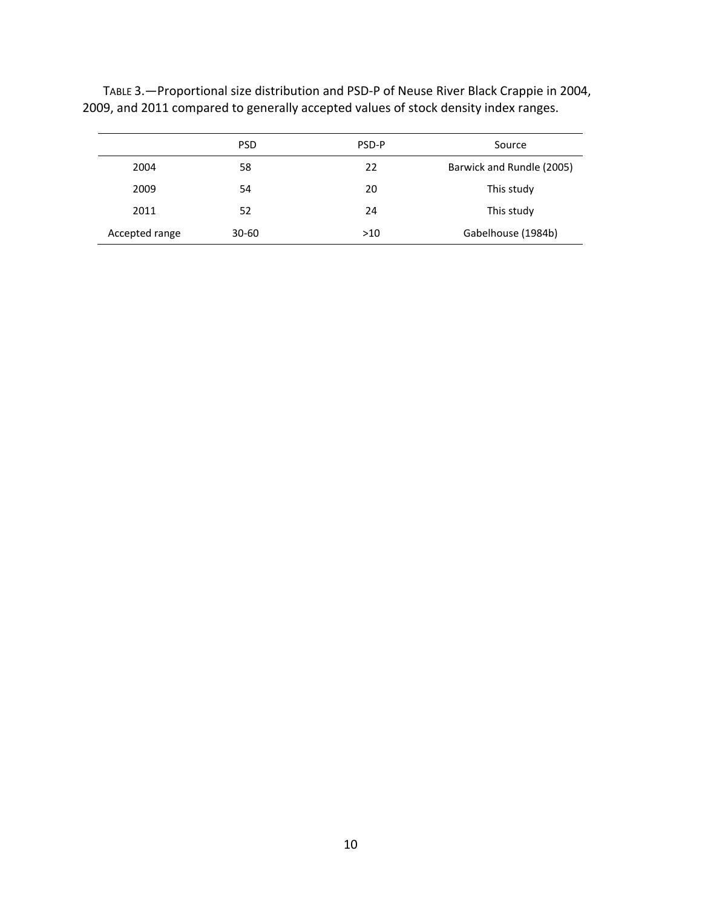TABLE 3.—Proportional size distribution and PSD-P of Neuse River Black Crappie in 2004, 2009, and 2011 compared to generally accepted values of stock density index ranges.

| | PSD | PSD-P | Source |
|---|---|---|---|
| 2004 | 58 | 22 | Barwick and Rundle (2005) |
| 2009 | 54 | 20 | This study |
| 2011 | 52 | 24 | This study |
| Accepted range | 30-60 | >10 | Gabelhouse (1984b) |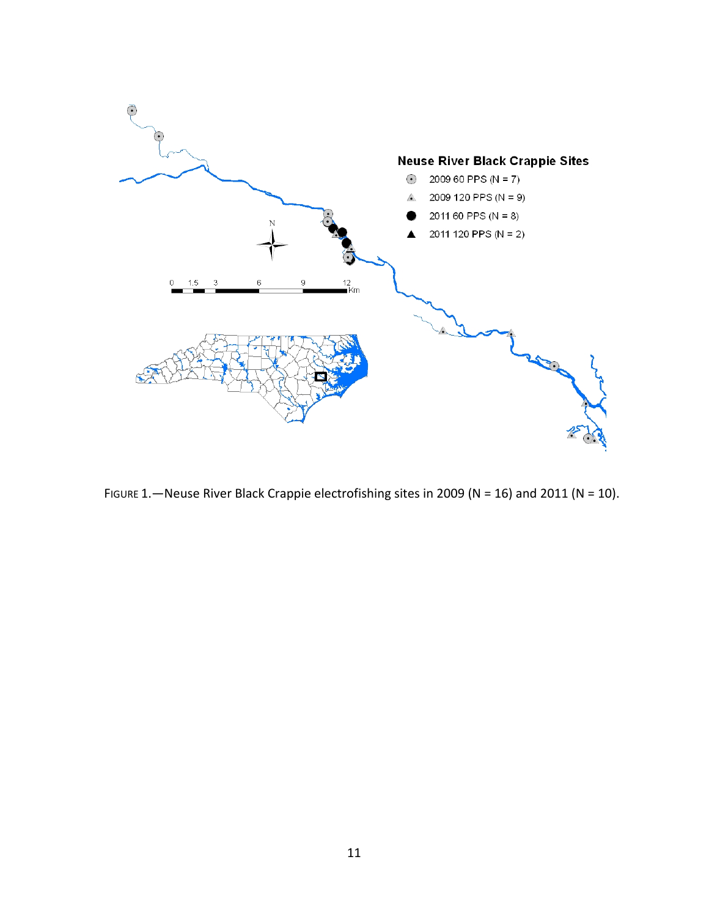FIGURE 1.—Neuse River Black Crappie electrofishing sites in 2009 (N = 16) and 2011 (N = 10).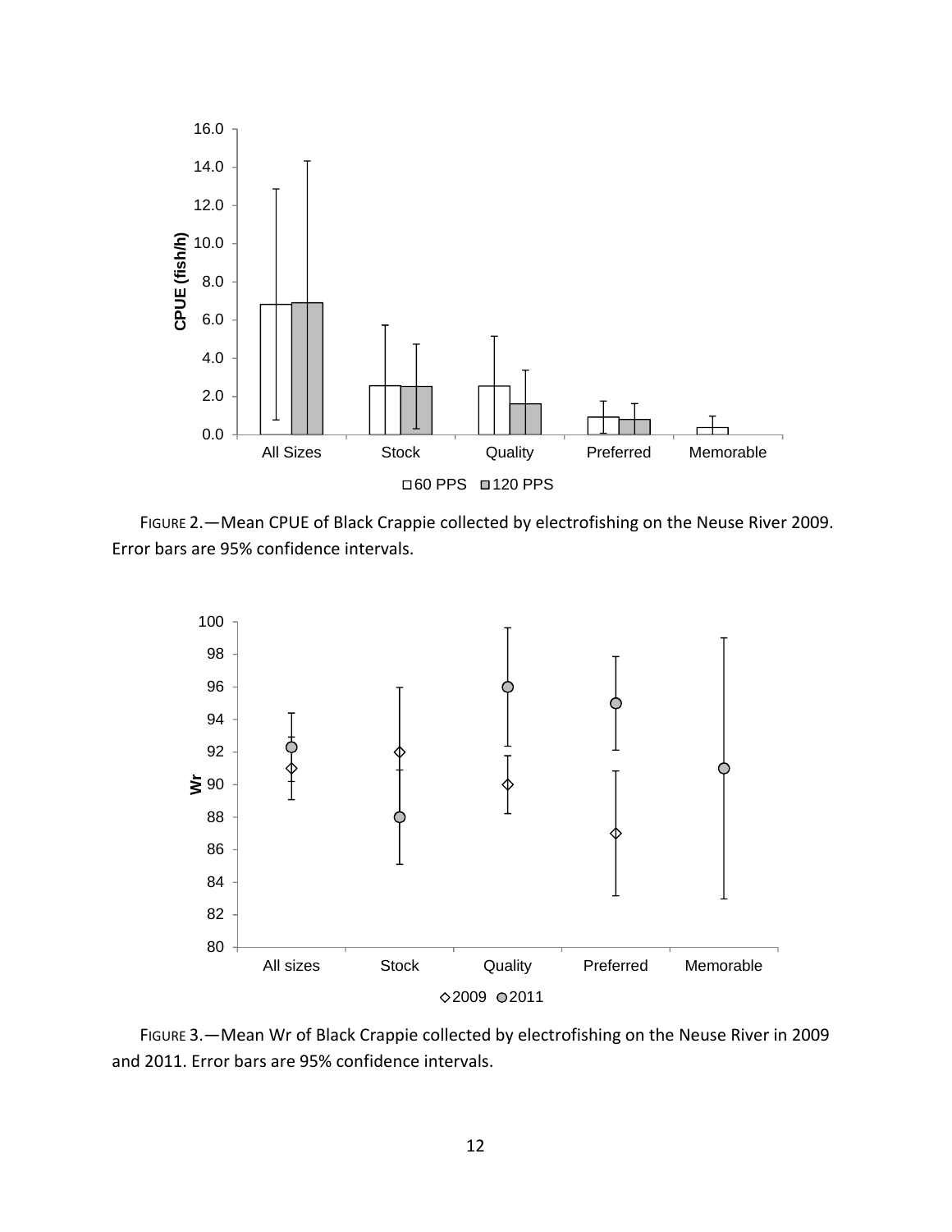FIGURE 2.—Mean CPUE of Black Crappie collected by electrofishing on the Neuse River 2009. Error bars are 95% confidence intervals.

FIGURE 3.—Mean Wr of Black Crappie collected by electrofishing on the Neuse River in 2009 and 2011. Error bars are 95% confidence intervals.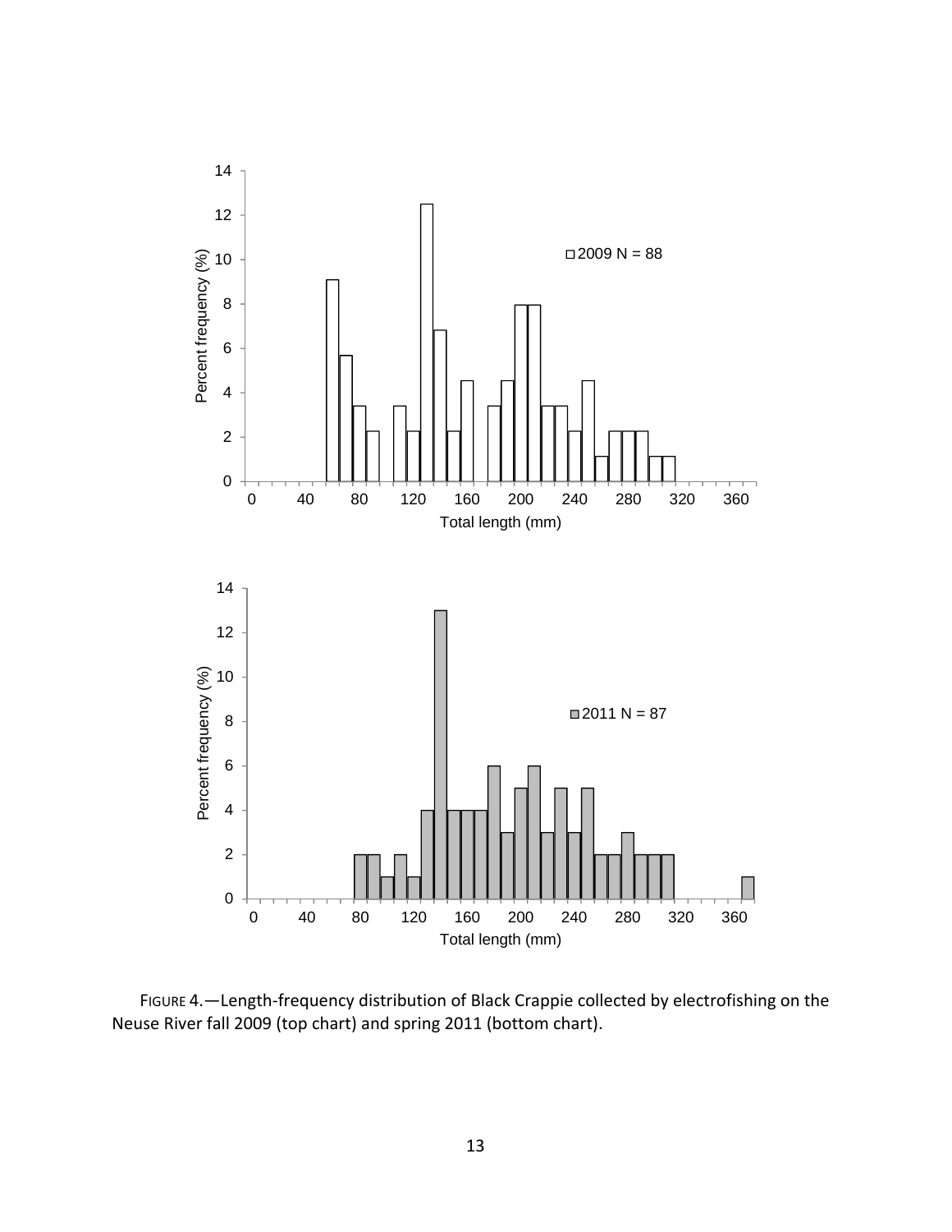FIGURE 4.—Length-frequency distribution of Black Crappie collected by electrofishing on the Neuse River fall 2009 (top chart) and spring 2011 (bottom chart).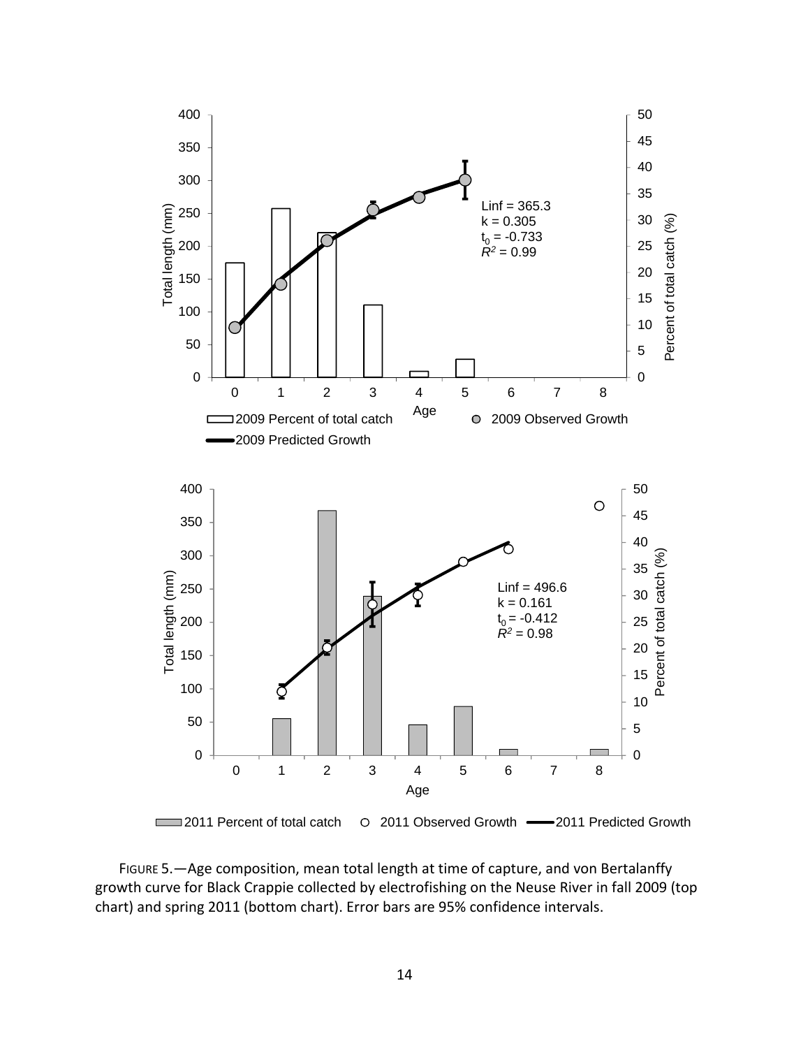400
350
300
250
200
150
100
50
0

50
45
40
35
30
25
20
15
10
5
0

Total length (mm)

Percent of total catch (%)

0 1 2 3 4 5 6 7 8

Age

Linf = 365.3
k = 0.305
$t_0$ = -0.733
$R^2$ = 0.99

2009 Percent of total catch
2009 Observed Growth
2009 Predicted Growth

400
350
300
250
200
150
100
50
0

50
45
40
35
30
25
20
15
10
5
0

Total length (mm)

Percent of total catch (%)

0 1 2 3 4 5 6 7 8

Age

Linf = 496.6
k = 0.161
$t_0$ = -0.412
$R^2$ = 0.98

2011 Percent of total catch
2011 Observed Growth
2011 Predicted Growth

FIGURE 5.—Age composition, mean total length at time of capture, and von Bertalanffy growth curve for Black Crappie collected by electrofishing on the Neuse River in fall 2009 (top chart) and spring 2011 (bottom chart). Error bars are 95% confidence intervals.